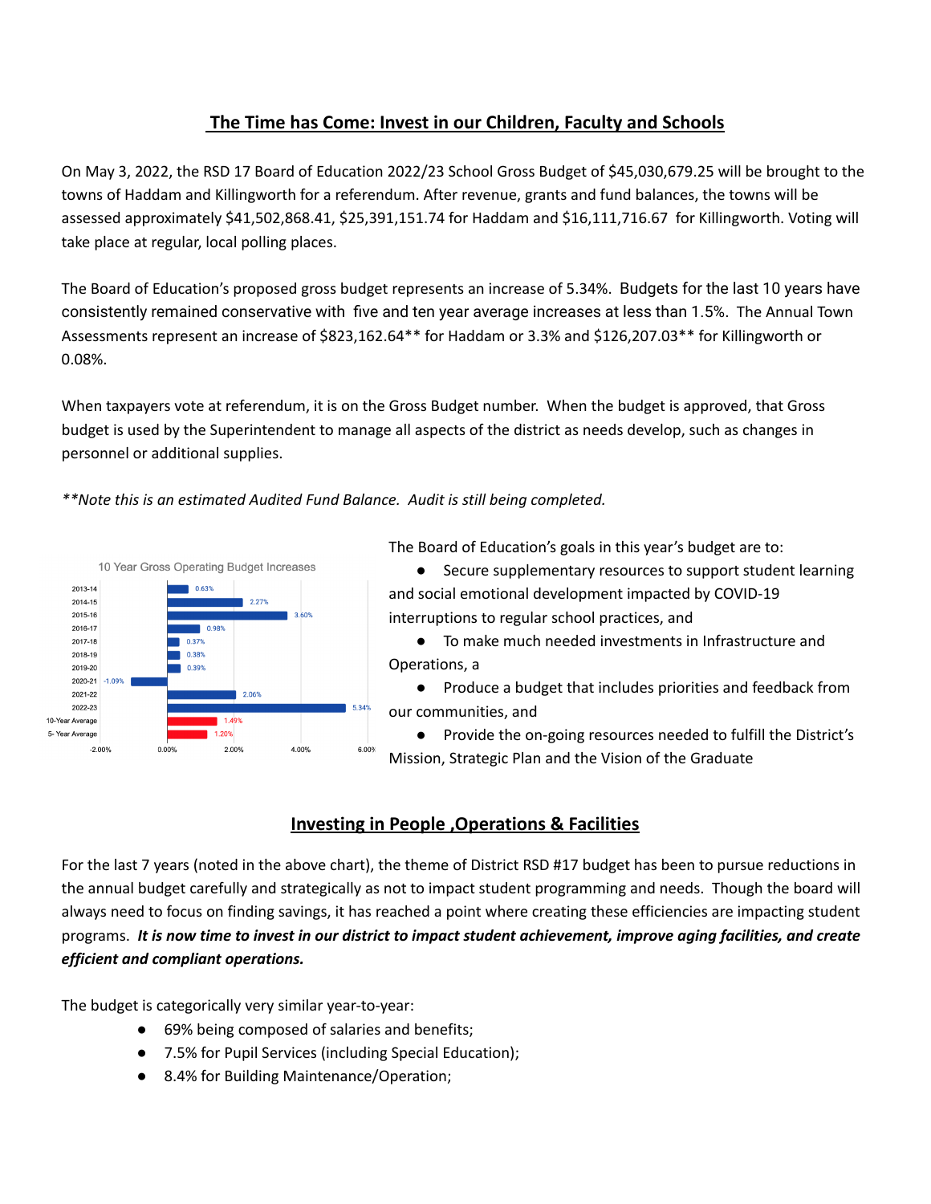## The Time has Come: Invest in our Children, Faculty and Schools

On May 3, 2022, the RSD 17 Board of Education 2022/23 School Gross Budget of $45,030,679.25 will be brought to the towns of Haddam and Killingworth for a referendum. After revenue, grants and fund balances, the towns will be assessed approximately $41,502,868.41, $25,391,151.74 for Haddam and $16,111,716.67 for Killingworth. Voting will take place at regular, local polling places.

The Board of Education's proposed gross budget represents an increase of 5.34%. Budgets for the last 10 years have consistently remained conservative with five and ten year average increases at less than 1.5%. The Annual Town Assessments represent an increase of $823,162.64** for Haddam or 3.3% and $126,207.03** for Killingworth or 0.08%.

When taxpayers vote at referendum, it is on the Gross Budget number. When the budget is approved, that Gross budget is used by the Superintendent to manage all aspects of the district as needs develop, such as changes in personnel or additional supplies.

*\*\*Note this is an estimated Audited Fund Balance. Audit is still being completed.*

10 Year Gross Operating Budget Increases

| Year | Increase |
| --- | --- |
| 2013-14 | 0.63% |
| 2014-15 | 2.27% |
| 2015-16 | 3.60% |
| 2016-17 | 0.98% |
| 2017-18 | 0.37% |
| 2018-19 | 0.38% |
| 2019-20 | 0.39% |
| 2020-21 | -1.09% |
| 2021-22 | 2.06% |
| 2022-23 | 5.34% |
| 10-Year Average | 1.49% |
| 5- Year Average | 1.20% |

The Board of Education's goals in this year's budget are to:

- Secure supplementary resources to support student learning and social emotional development impacted by COVID-19 interruptions to regular school practices, and
- To make much needed investments in Infrastructure and Operations, a
- Produce a budget that includes priorities and feedback from our communities, and
- Provide the on-going resources needed to fulfill the District's Mission, Strategic Plan and the Vision of the Graduate

## Investing in People ,Operations & Facilities

For the last 7 years (noted in the above chart), the theme of District RSD #17 budget has been to pursue reductions in the annual budget carefully and strategically as not to impact student programming and needs. Though the board will always need to focus on finding savings, it has reached a point where creating these efficiencies are impacting student programs. ***It is now time to invest in our district to impact student achievement, improve aging facilities, and create efficient and compliant operations.***

The budget is categorically very similar year-to-year:

- 69% being composed of salaries and benefits;
- 7.5% for Pupil Services (including Special Education);
- 8.4% for Building Maintenance/Operation;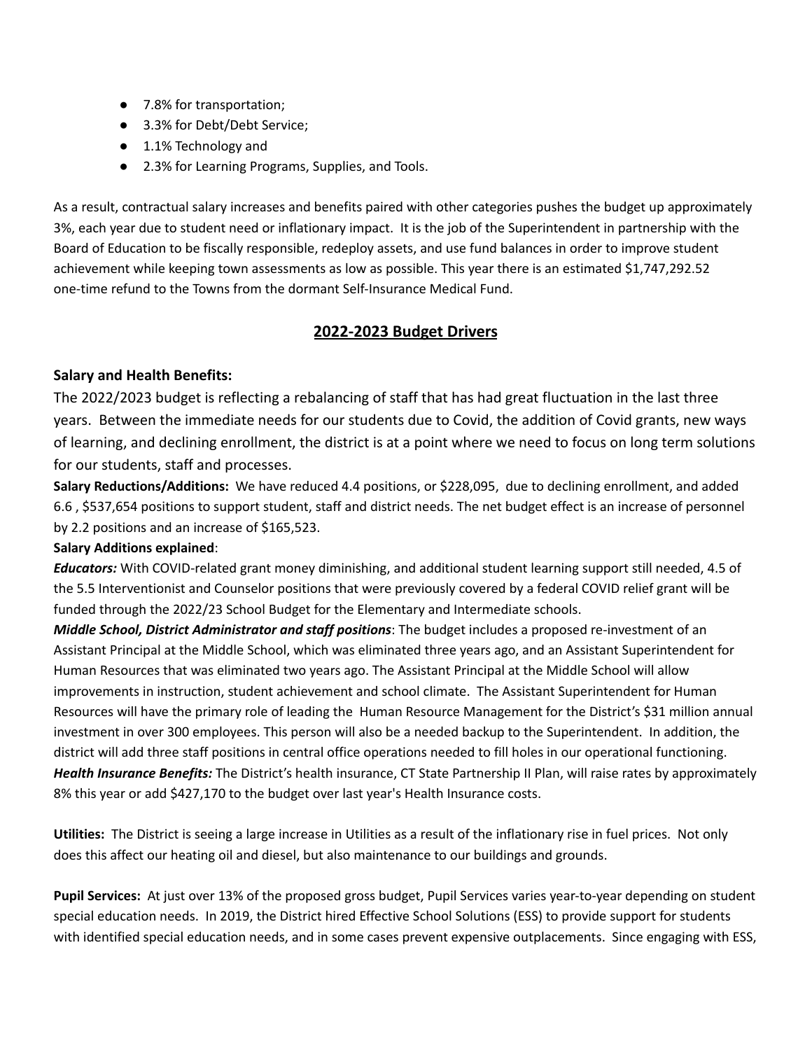- 7.8% for transportation;
- 3.3% for Debt/Debt Service;
- 1.1% Technology and
- 2.3% for Learning Programs, Supplies, and Tools.

As a result, contractual salary increases and benefits paired with other categories pushes the budget up approximately 3%, each year due to student need or inflationary impact. It is the job of the Superintendent in partnership with the Board of Education to be fiscally responsible, redeploy assets, and use fund balances in order to improve student achievement while keeping town assessments as low as possible. This year there is an estimated $1,747,292.52 one-time refund to the Towns from the dormant Self-Insurance Medical Fund.

## 2022-2023 Budget Drivers

### Salary and Health Benefits:

The 2022/2023 budget is reflecting a rebalancing of staff that has had great fluctuation in the last three years. Between the immediate needs for our students due to Covid, the addition of Covid grants, new ways of learning, and declining enrollment, the district is at a point where we need to focus on long term solutions for our students, staff and processes.

**Salary Reductions/Additions:** We have reduced 4.4 positions, or $228,095, due to declining enrollment, and added 6.6 , $537,654 positions to support student, staff and district needs. The net budget effect is an increase of personnel by 2.2 positions and an increase of $165,523.

**Salary Additions explained**:

***Educators:*** With COVID-related grant money diminishing, and additional student learning support still needed, 4.5 of the 5.5 Interventionist and Counselor positions that were previously covered by a federal COVID relief grant will be funded through the 2022/23 School Budget for the Elementary and Intermediate schools.

***Middle School, District Administrator and staff positions***: The budget includes a proposed re-investment of an Assistant Principal at the Middle School, which was eliminated three years ago, and an Assistant Superintendent for Human Resources that was eliminated two years ago. The Assistant Principal at the Middle School will allow improvements in instruction, student achievement and school climate. The Assistant Superintendent for Human Resources will have the primary role of leading the Human Resource Management for the District's $31 million annual investment in over 300 employees. This person will also be a needed backup to the Superintendent. In addition, the district will add three staff positions in central office operations needed to fill holes in our operational functioning.

***Health Insurance Benefits:*** The District's health insurance, CT State Partnership II Plan, will raise rates by approximately 8% this year or add $427,170 to the budget over last year's Health Insurance costs.

**Utilities:** The District is seeing a large increase in Utilities as a result of the inflationary rise in fuel prices. Not only does this affect our heating oil and diesel, but also maintenance to our buildings and grounds.

**Pupil Services:** At just over 13% of the proposed gross budget, Pupil Services varies year-to-year depending on student special education needs. In 2019, the District hired Effective School Solutions (ESS) to provide support for students with identified special education needs, and in some cases prevent expensive outplacements. Since engaging with ESS,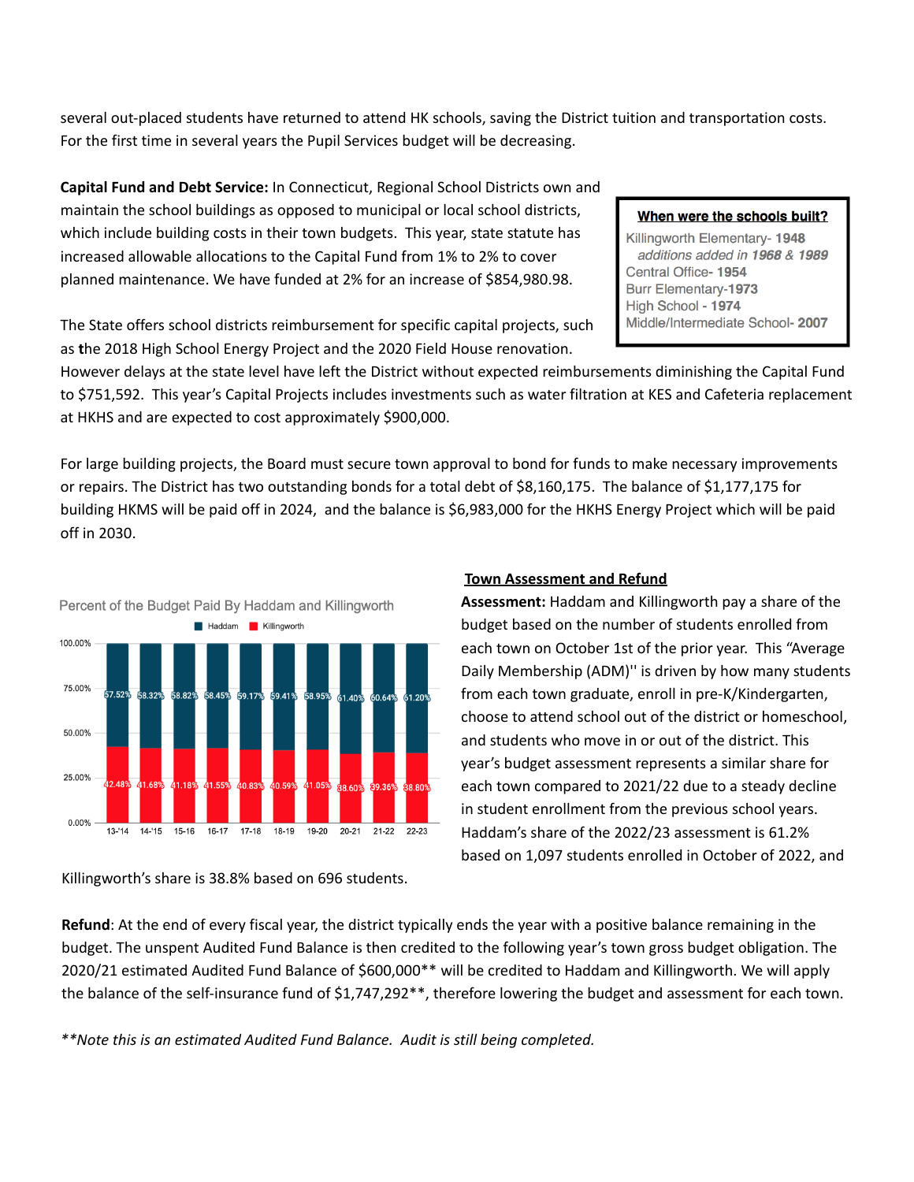several out-placed students have returned to attend HK schools, saving the District tuition and transportation costs. For the first time in several years the Pupil Services budget will be decreasing.

**Capital Fund and Debt Service:** In Connecticut, Regional School Districts own and maintain the school buildings as opposed to municipal or local school districts, which include building costs in their town budgets. This year, state statute has increased allowable allocations to the Capital Fund from 1% to 2% to cover planned maintenance. We have funded at 2% for an increase of $854,980.98.

**When were the schools built?**

Killingworth Elementary- **1948**
*additions added in **1968** & **1989***
Central Office- **1954**
Burr Elementary-**1973**
High School - **1974**
Middle/Intermediate School- **2007**

The State offers school districts reimbursement for specific capital projects, such as the 2018 High School Energy Project and the 2020 Field House renovation. However delays at the state level have left the District without expected reimbursements diminishing the Capital Fund to $751,592. This year's Capital Projects includes investments such as water filtration at KES and Cafeteria replacement at HKHS and are expected to cost approximately $900,000.

For large building projects, the Board must secure town approval to bond for funds to make necessary improvements or repairs. The District has two outstanding bonds for a total debt of $8,160,175. The balance of $1,177,175 for building HKMS will be paid off in 2024, and the balance is $6,983,000 for the HKHS Energy Project which will be paid off in 2030.

Percent of the Budget Paid By Haddam and Killingworth

| Year | Haddam | Killingworth |
|---|---|---|
| 13-'14 | 57.52% | 42.48% |
| 14-'15 | 58.32% | 41.68% |
| 15-16 | 58.82% | 41.18% |
| 16-17 | 58.45% | 41.55% |
| 17-18 | 59.17% | 40.83% |
| 18-19 | 59.41% | 40.59% |
| 19-20 | 58.95% | 41.05% |
| 20-21 | 61.40% | 38.60% |
| 21-22 | 60.64% | 39.36% |
| 22-23 | 61.20% | 38.80% |

**Town Assessment and Refund**

**Assessment:** Haddam and Killingworth pay a share of the budget based on the number of students enrolled from each town on October 1st of the prior year. This "Average Daily Membership (ADM)'' is driven by how many students from each town graduate, enroll in pre-K/Kindergarten, choose to attend school out of the district or homeschool, and students who move in or out of the district. This year's budget assessment represents a similar share for each town compared to 2021/22 due to a steady decline in student enrollment from the previous school years. Haddam's share of the 2022/23 assessment is 61.2% based on 1,097 students enrolled in October of 2022, and Killingworth's share is 38.8% based on 696 students.

**Refund**: At the end of every fiscal year, the district typically ends the year with a positive balance remaining in the budget. The unspent Audited Fund Balance is then credited to the following year's town gross budget obligation. The 2020/21 estimated Audited Fund Balance of $600,000** will be credited to Haddam and Killingworth. We will apply the balance of the self-insurance fund of $1,747,292**, therefore lowering the budget and assessment for each town.

*\*\*Note this is an estimated Audited Fund Balance. Audit is still being completed.*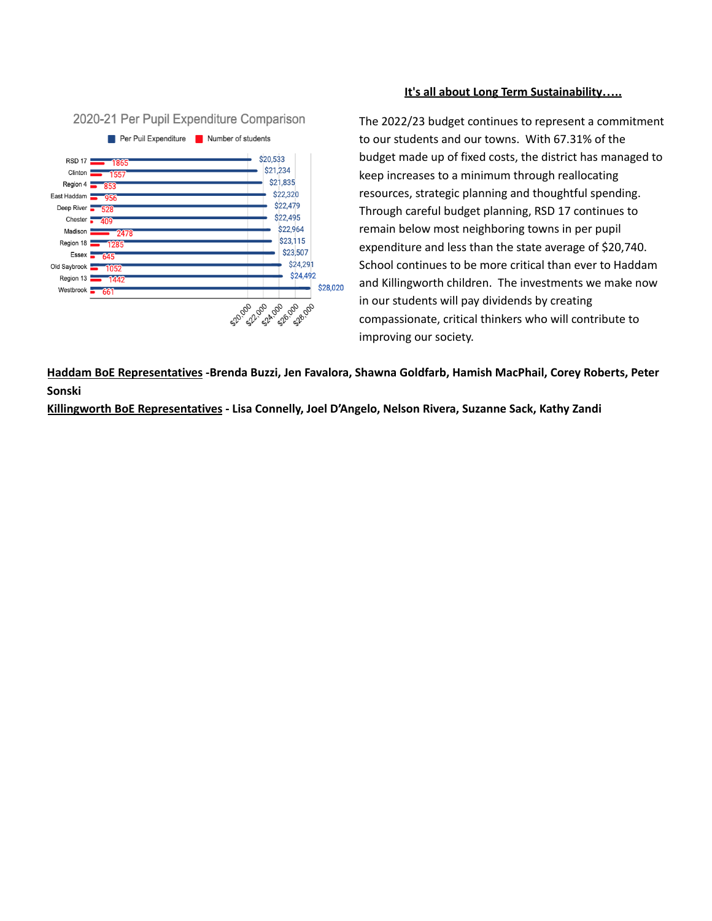2020-21 Per Pupil Expenditure Comparison

Per Puil Expenditure   Number of students

RSD 17 1865 $20,533
Clinton 1557 $21,234
Region 4 853 $21,835
East Haddam 956 $22,320
Deep River 528 $22,479
Chester 409 $22,495
Madison 2478 $22,964
Region 18 1285 $23,115
Essex 645 $23,507
Old Saybrook 1052 $24,291
Region 13 1442 $24,492
Westbrook 661 $28,020

$20,000 $22,000 $24,000 $26,000 $28,000

**It's all about Long Term Sustainability…..**

The 2022/23 budget continues to represent a commitment to our students and our towns. With 67.31% of the budget made up of fixed costs, the district has managed to keep increases to a minimum through reallocating resources, strategic planning and thoughtful spending. Through careful budget planning, RSD 17 continues to remain below most neighboring towns in per pupil expenditure and less than the state average of $20,740. School continues to be more critical than ever to Haddam and Killingworth children. The investments we make now in our students will pay dividends by creating compassionate, critical thinkers who will contribute to improving our society.

**Haddam BoE Representatives -Brenda Buzzi, Jen Favalora, Shawna Goldfarb, Hamish MacPhail, Corey Roberts, Peter Sonski**

**Killingworth BoE Representatives - Lisa Connelly, Joel D'Angelo, Nelson Rivera, Suzanne Sack, Kathy Zandi**